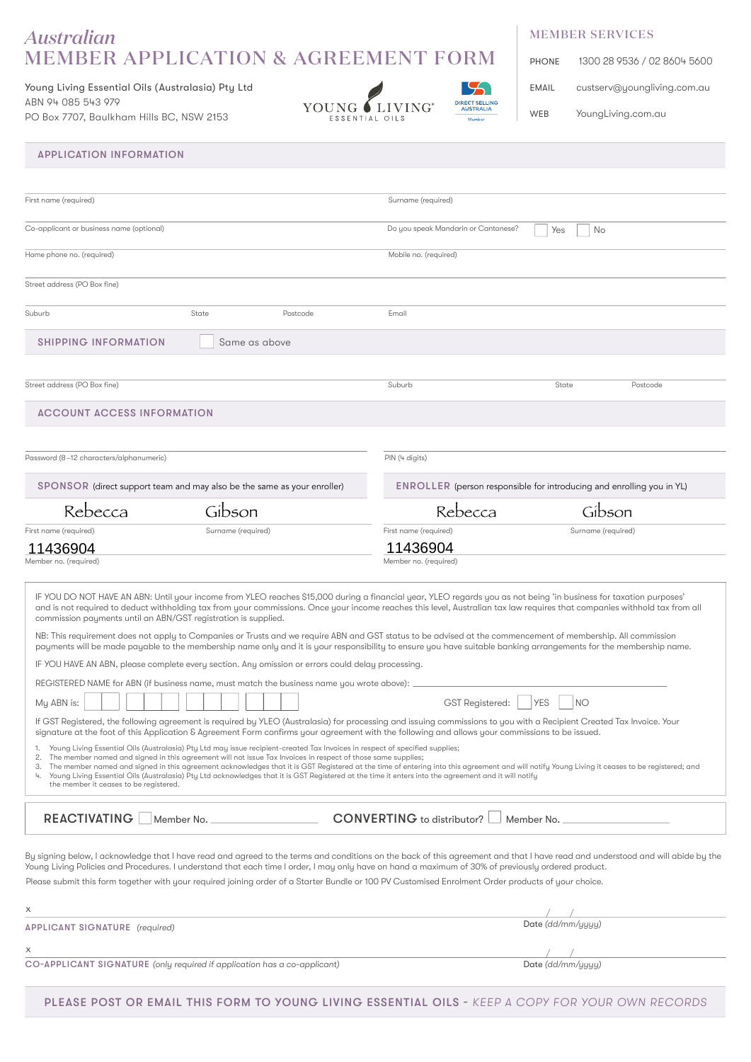# Australian MEMBER APPLICATION & AGREEMENT FORM

Young Living Essential Oils (Australasia) Pty Ltd
ABN 94 085 543 979
PO Box 7707, Baulkham Hills BC, NSW 2153

YOUNG LIVING ESSENTIAL OILS

DIRECT SELLING AUSTRALIA Member

**MEMBER SERVICES**

PHONE 1300 28 9536 / 02 8604 5600

EMAIL custserv@youngliving.com.au

WEB YoungLiving.com.au

## APPLICATION INFORMATION

First name (required) | Surname (required)

Co-applicant or business name (optional) | Do you speak Mandarin or Cantonese? ☐ Yes ☐ No

Home phone no. (required) | Mobile no. (required)

Street address (PO Box fine)

Suburb | State | Postcode | Email

## SHIPPING INFORMATION ☐ Same as above

Street address (PO Box fine) | Suburb | State | Postcode

## ACCOUNT ACCESS INFORMATION

Password (8–12 characters/alphanumeric) | PIN (4 digits)

## SPONSOR (direct support team and may also be the same as your enroller)

First name (required): Rebecca
Surname (required): Gibson
Member no. (required): 11436904

## ENROLLER (person responsible for introducing and enrolling you in YL)

First name (required): Rebecca
Surname (required): Gibson
Member no. (required): 11436904

IF YOU DO NOT HAVE AN ABN: Until your income from YLEO reaches $15,000 during a financial year, YLEO regards you as not being 'in business for taxation purposes' and is not required to deduct withholding tax from your commissions. Once your income reaches this level, Australian tax law requires that companies withhold tax from all commission payments until an ABN/GST registration is supplied.

NB: This requirement does not apply to Companies or Trusts and we require ABN and GST status to be advised at the commencement of membership. All commission payments will be made payable to the membership name only and it is your responsibility to ensure you have suitable banking arrangements for the membership name.

IF YOU HAVE AN ABN, please complete every section. Any omission or errors could delay processing.

REGISTERED NAME for ABN (if business name, must match the business name you wrote above): ______________________

My ABN is: ☐☐ ☐☐☐ ☐☐☐ ☐☐☐ GST Registered: ☐ YES ☐ NO

If GST Registered, the following agreement is required by YLEO (Australasia) for processing and issuing commissions to you with a Recipient Created Tax Invoice. Your signature at the foot of this Application & Agreement Form confirms your agreement with the following and allows your commissions to be issued.

1. Young Living Essential Oils (Australasia) Pty Ltd may issue recipient-created Tax Invoices in respect of specified supplies;
2. The member named and signed in this agreement will not issue Tax Invoices in respect of those same supplies;
3. The member named and signed in this agreement acknowledges that it is GST Registered at the time of entering into this agreement and will notify Young Living it ceases to be registered; and
4. Young Living Essential Oils (Australasia) Pty Ltd acknowledges that it is GST Registered at the time it enters into the agreement and it will notify the member it ceases to be registered.

**REACTIVATING** ☐ Member No. ______________ **CONVERTING** to distributor? ☐ Member No. ______________

By signing below, I acknowledge that I have read and agreed to the terms and conditions on the back of this agreement and that I have read and understood and will abide by the Young Living Policies and Procedures. I understand that each time I order, I may only have on hand a maximum of 30% of previously ordered product.

Please submit this form together with your required joining order of a Starter Bundle or 100 PV Customised Enrolment Order products of your choice.

x

APPLICANT SIGNATURE *(required)* Date *(dd/mm/yyyy)* / /

x

CO-APPLICANT SIGNATURE *(only required if application has a co-applicant)* Date *(dd/mm/yyyy)* / /

PLEASE POST OR EMAIL THIS FORM TO YOUNG LIVING ESSENTIAL OILS - *KEEP A COPY FOR YOUR OWN RECORDS*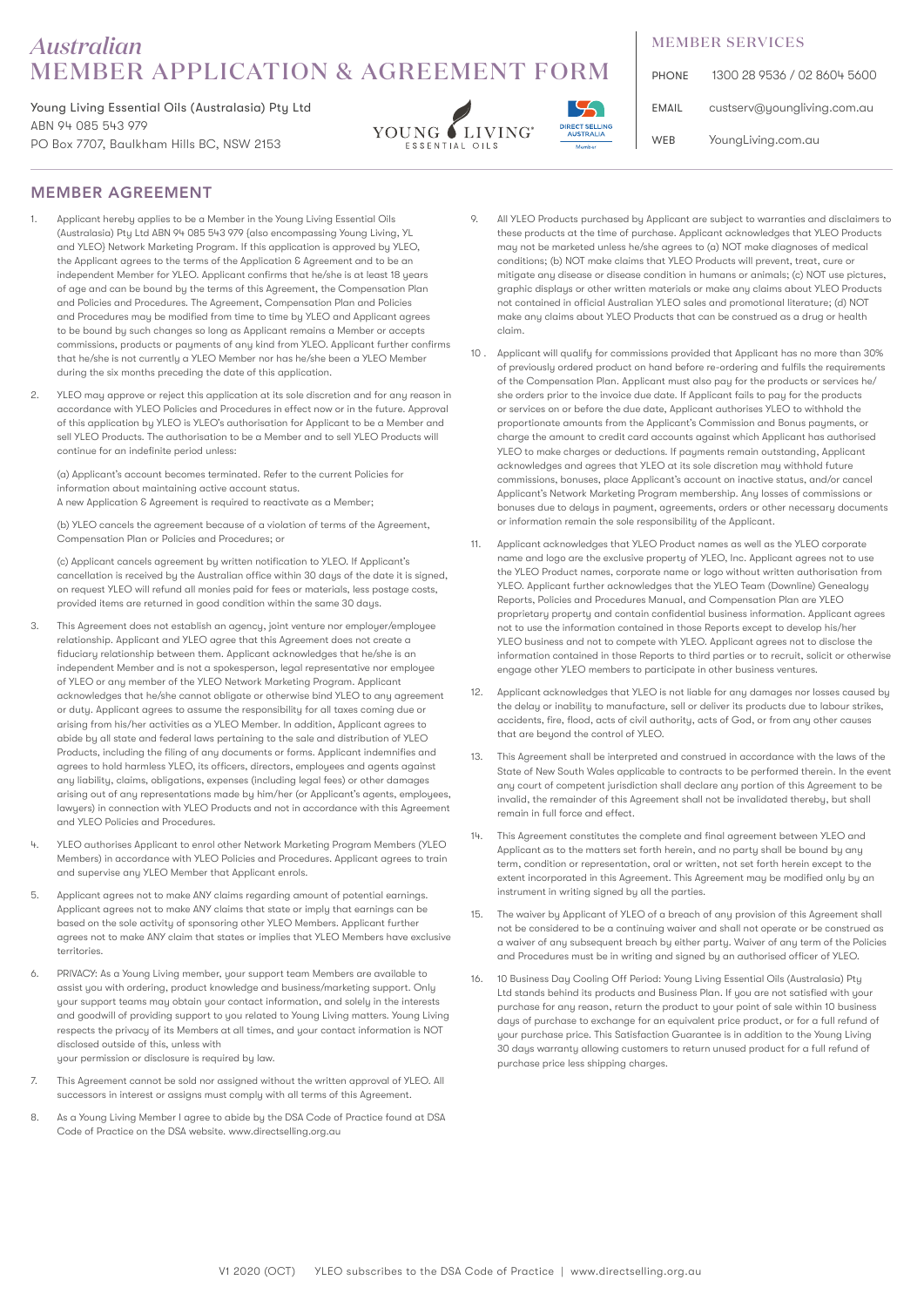# *Australian* MEMBER APPLICATION & AGREEMENT FORM

Young Living Essential Oils (Australasia) Pty Ltd
ABN 94 085 543 979
PO Box 7707, Baulkham Hills BC, NSW 2153

YOUNG LIVING® ESSENTIAL OILS

DIRECT SELLING AUSTRALIA Member

## MEMBER SERVICES

PHONE 1300 28 9536 / 02 8604 5600

EMAIL custserv@youngliving.com.au

WEB YoungLiving.com.au

## MEMBER AGREEMENT

1. Applicant hereby applies to be a Member in the Young Living Essential Oils (Australasia) Pty Ltd ABN 94 085 543 979 (also encompassing Young Living, YL and YLEO) Network Marketing Program. If this application is approved by YLEO, the Applicant agrees to the terms of the Application & Agreement and to be an independent Member for YLEO. Applicant confirms that he/she is at least 18 years of age and can be bound by the terms of this Agreement, the Compensation Plan and Policies and Procedures. The Agreement, Compensation Plan and Policies and Procedures may be modified from time to time by YLEO and Applicant agrees to be bound by such changes so long as Applicant remains a Member or accepts commissions, products or payments of any kind from YLEO. Applicant further confirms that he/she is not currently a YLEO Member nor has he/she been a YLEO Member during the six months preceding the date of this application.

2. YLEO may approve or reject this application at its sole discretion and for any reason in accordance with YLEO Policies and Procedures in effect now or in the future. Approval of this application by YLEO is YLEO's authorisation for Applicant to be a Member and sell YLEO Products. The authorisation to be a Member and to sell YLEO Products will continue for an indefinite period unless:

   (a) Applicant's account becomes terminated. Refer to the current Policies for information about maintaining active account status.
   A new Application & Agreement is required to reactivate as a Member;

   (b) YLEO cancels the agreement because of a violation of terms of the Agreement, Compensation Plan or Policies and Procedures; or

   (c) Applicant cancels agreement by written notification to YLEO. If Applicant's cancellation is received by the Australian office within 30 days of the date it is signed, on request YLEO will refund all monies paid for fees or materials, less postage costs, provided items are returned in good condition within the same 30 days.

3. This Agreement does not establish an agency, joint venture nor employer/employee relationship. Applicant and YLEO agree that this Agreement does not create a fiduciary relationship between them. Applicant acknowledges that he/she is an independent Member and is not a spokesperson, legal representative nor employee of YLEO or any member of the YLEO Network Marketing Program. Applicant acknowledges that he/she cannot obligate or otherwise bind YLEO to any agreement or duty. Applicant agrees to assume the responsibility for all taxes coming due or arising from his/her activities as a YLEO Member. In addition, Applicant agrees to abide by all state and federal laws pertaining to the sale and distribution of YLEO Products, including the filing of any documents or forms. Applicant indemnifies and agrees to hold harmless YLEO, its officers, directors, employees and agents against any liability, claims, obligations, expenses (including legal fees) or other damages arising out of any representations made by him/her (or Applicant's agents, employees, lawyers) in connection with YLEO Products and not in accordance with this Agreement and YLEO Policies and Procedures.

4. YLEO authorises Applicant to enrol other Network Marketing Program Members (YLEO Members) in accordance with YLEO Policies and Procedures. Applicant agrees to train and supervise any YLEO Member that Applicant enrols.

5. Applicant agrees not to make ANY claims regarding amount of potential earnings. Applicant agrees not to make ANY claims that state or imply that earnings can be based on the sole activity of sponsoring other YLEO Members. Applicant further agrees not to make ANY claim that states or implies that YLEO Members have exclusive territories.

6. PRIVACY: As a Young Living member, your support team Members are available to assist you with ordering, product knowledge and business/marketing support. Only your support teams may obtain your contact information, and solely in the interests and goodwill of providing support to you related to Young Living matters. Young Living respects the privacy of its Members at all times, and your contact information is NOT disclosed outside of this, unless with your permission or disclosure is required by law.

7. This Agreement cannot be sold nor assigned without the written approval of YLEO. All successors in interest or assigns must comply with all terms of this Agreement.

8. As a Young Living Member I agree to abide by the DSA Code of Practice found at DSA Code of Practice on the DSA website. www.directselling.org.au

9. All YLEO Products purchased by Applicant are subject to warranties and disclaimers to these products at the time of purchase. Applicant acknowledges that YLEO Products may not be marketed unless he/she agrees to (a) NOT make diagnoses of medical conditions; (b) NOT make claims that YLEO Products will prevent, treat, cure or mitigate any disease or disease condition in humans or animals; (c) NOT use pictures, graphic displays or other written materials or make any claims about YLEO Products not contained in official Australian YLEO sales and promotional literature; (d) NOT make any claims about YLEO Products that can be construed as a drug or health claim.

10. Applicant will qualify for commissions provided that Applicant has no more than 30% of previously ordered product on hand before re-ordering and fulfils the requirements of the Compensation Plan. Applicant must also pay for the products or services he/she orders prior to the invoice due date. If Applicant fails to pay for the products or services on or before the due date, Applicant authorises YLEO to withhold the proportionate amounts from the Applicant's Commission and Bonus payments, or charge the amount to credit card accounts against which Applicant has authorised YLEO to make charges or deductions. If payments remain outstanding, Applicant acknowledges and agrees that YLEO at its sole discretion may withhold future commissions, bonuses, place Applicant's account on inactive status, and/or cancel Applicant's Network Marketing Program membership. Any losses of commissions or bonuses due to delays in payment, agreements, orders or other necessary documents or information remain the sole responsibility of the Applicant.

11. Applicant acknowledges that YLEO Product names as well as the YLEO corporate name and logo are the exclusive property of YLEO, Inc. Applicant agrees not to use the YLEO Product names, corporate name or logo without written authorisation from YLEO. Applicant further acknowledges that the YLEO Team (Downline) Genealogy Reports, Policies and Procedures Manual, and Compensation Plan are YLEO proprietary property and contain confidential business information. Applicant agrees not to use the information contained in those Reports except to develop his/her YLEO business and not to compete with YLEO. Applicant agrees not to disclose the information contained in those Reports to third parties or to recruit, solicit or otherwise engage other YLEO members to participate in other business ventures.

12. Applicant acknowledges that YLEO is not liable for any damages nor losses caused by the delay or inability to manufacture, sell or deliver its products due to labour strikes, accidents, fire, flood, acts of civil authority, acts of God, or from any other causes that are beyond the control of YLEO.

13. This Agreement shall be interpreted and construed in accordance with the laws of the State of New South Wales applicable to contracts to be performed therein. In the event any court of competent jurisdiction shall declare any portion of this Agreement to be invalid, the remainder of this Agreement shall not be invalidated thereby, but shall remain in full force and effect.

14. This Agreement constitutes the complete and final agreement between YLEO and Applicant as to the matters set forth herein, and no party shall be bound by any term, condition or representation, oral or written, not set forth herein except to the extent incorporated in this Agreement. This Agreement may be modified only by an instrument in writing signed by all the parties.

15. The waiver by Applicant of YLEO of a breach of any provision of this Agreement shall not be considered to be a continuing waiver and shall not operate or be construed as a waiver of any subsequent breach by either party. Waiver of any term of the Policies and Procedures must be in writing and signed by an authorised officer of YLEO.

16. 10 Business Day Cooling Off Period: Young Living Essential Oils (Australasia) Pty Ltd stands behind its products and Business Plan. If you are not satisfied with your purchase for any reason, return the product to your point of sale within 10 business days of purchase to exchange for an equivalent price product, or for a full refund of your purchase price. This Satisfaction Guarantee is in addition to the Young Living 30 days warranty allowing customers to return unused product for a full refund of purchase price less shipping charges.

V1 2020 (OCT) YLEO subscribes to the DSA Code of Practice | www.directselling.org.au